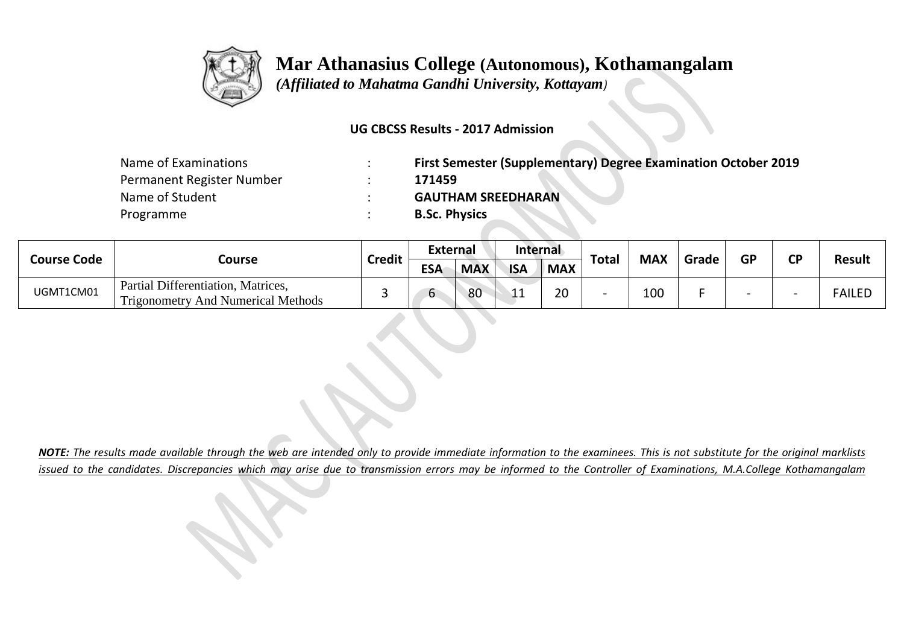# Mar Athanasius College (Autonomous), Kothamangalam

*(Affiliated to Mahatma Gandhi University, Kottayam)*

**UG CBCSS Results - 2017 Admission**

| | | |
|---|---|---|
| Name of Examinations | : | **First Semester (Supplementary) Degree Examination October 2019** |
| Permanent Register Number | : | **171459** |
| Name of Student | : | **GAUTHAM SREEDHARAN** |
| Programme | : | **B.Sc. Physics** |

| Course Code | Course | Credit | External | | Internal | | Total | MAX | Grade | GP | CP | Result |
|---|---|---|---|---|---|---|---|---|---|---|---|---|
| | | | ESA | MAX | ISA | MAX | | | | | | |
| UGMT1CM01 | Partial Differentiation, Matrices, Trigonometry And Numerical Methods | 3 | 6 | 80 | 11 | 20 | - | 100 | F | - | - | FAILED |

***NOTE:*** *The results made available through the web are intended only to provide immediate information to the examinees. This is not substitute for the original marklists issued to the candidates. Discrepancies which may arise due to transmission errors may be informed to the Controller of Examinations, M.A.College Kothamangalam*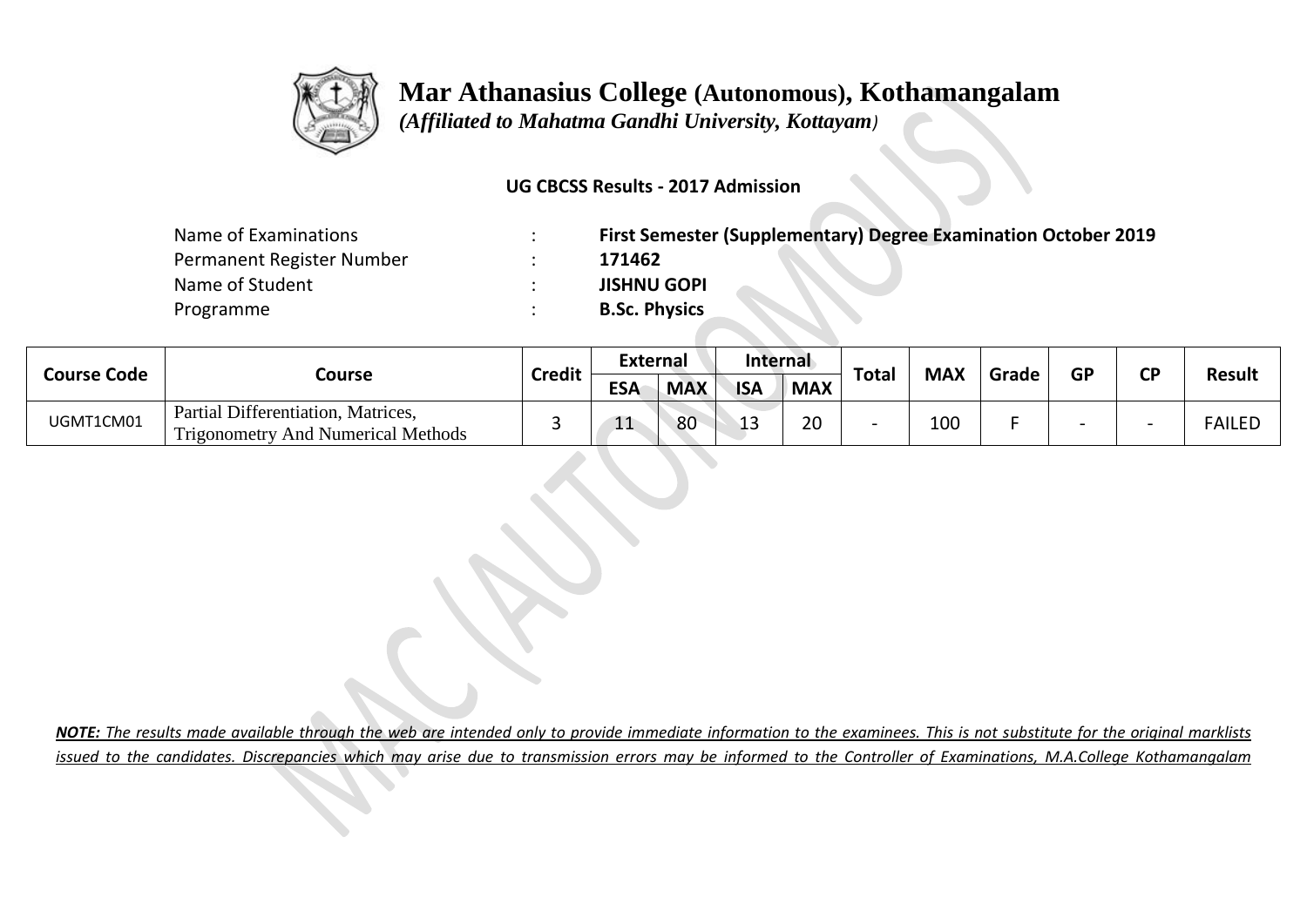# Mar Athanasius College (Autonomous), Kothamangalam

*(Affiliated to Mahatma Gandhi University, Kottayam)*

**UG CBCSS Results - 2017 Admission**

| | | |
|---|---|---|
| Name of Examinations | : | **First Semester (Supplementary) Degree Examination October 2019** |
| Permanent Register Number | : | **171462** |
| Name of Student | : | **JISHNU GOPI** |
| Programme | : | **B.Sc. Physics** |

| Course Code | Course | Credit | External | | Internal | | Total | MAX | Grade | GP | CP | Result |
|---|---|---|---|---|---|---|---|---|---|---|---|---|
| | | | ESA | MAX | ISA | MAX | | | | | | |
| UGMT1CM01 | Partial Differentiation, Matrices, Trigonometry And Numerical Methods | 3 | 11 | 80 | 13 | 20 | - | 100 | F | - | - | FAILED |

***NOTE:** The results made available through the web are intended only to provide immediate information to the examinees. This is not substitute for the original marklists issued to the candidates. Discrepancies which may arise due to transmission errors may be informed to the Controller of Examinations, M.A.College Kothamangalam*